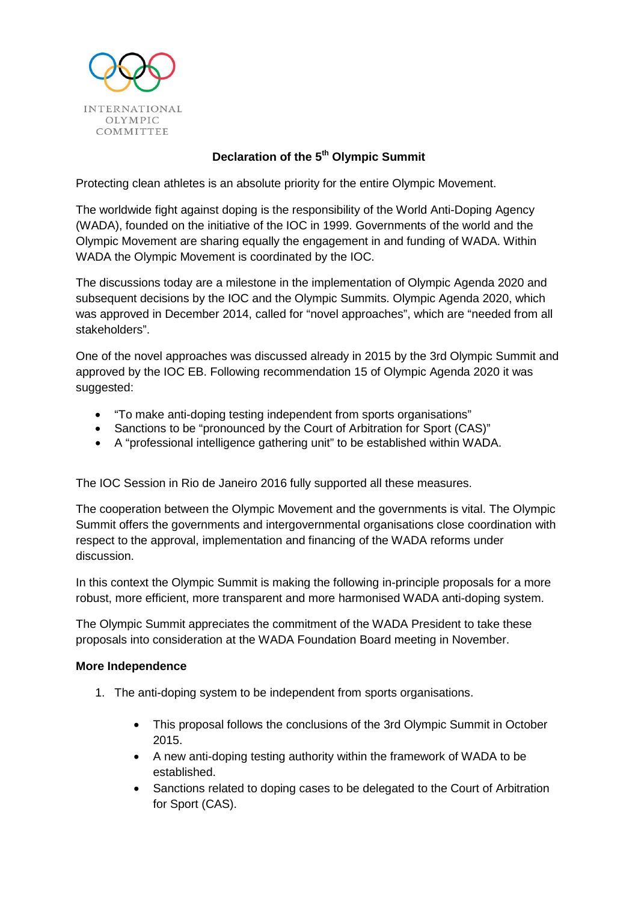INTERNATIONAL OLYMPIC COMMITTEE

# Declaration of the 5th Olympic Summit

Protecting clean athletes is an absolute priority for the entire Olympic Movement.

The worldwide fight against doping is the responsibility of the World Anti-Doping Agency (WADA), founded on the initiative of the IOC in 1999. Governments of the world and the Olympic Movement are sharing equally the engagement in and funding of WADA. Within WADA the Olympic Movement is coordinated by the IOC.

The discussions today are a milestone in the implementation of Olympic Agenda 2020 and subsequent decisions by the IOC and the Olympic Summits. Olympic Agenda 2020, which was approved in December 2014, called for "novel approaches", which are "needed from all stakeholders".

One of the novel approaches was discussed already in 2015 by the 3rd Olympic Summit and approved by the IOC EB. Following recommendation 15 of Olympic Agenda 2020 it was suggested:

- "To make anti-doping testing independent from sports organisations"
- Sanctions to be "pronounced by the Court of Arbitration for Sport (CAS)"
- A "professional intelligence gathering unit" to be established within WADA.

The IOC Session in Rio de Janeiro 2016 fully supported all these measures.

The cooperation between the Olympic Movement and the governments is vital. The Olympic Summit offers the governments and intergovernmental organisations close coordination with respect to the approval, implementation and financing of the WADA reforms under discussion.

In this context the Olympic Summit is making the following in-principle proposals for a more robust, more efficient, more transparent and more harmonised WADA anti-doping system.

The Olympic Summit appreciates the commitment of the WADA President to take these proposals into consideration at the WADA Foundation Board meeting in November.

**More Independence**

1. The anti-doping system to be independent from sports organisations.

    - This proposal follows the conclusions of the 3rd Olympic Summit in October 2015.
    - A new anti-doping testing authority within the framework of WADA to be established.
    - Sanctions related to doping cases to be delegated to the Court of Arbitration for Sport (CAS).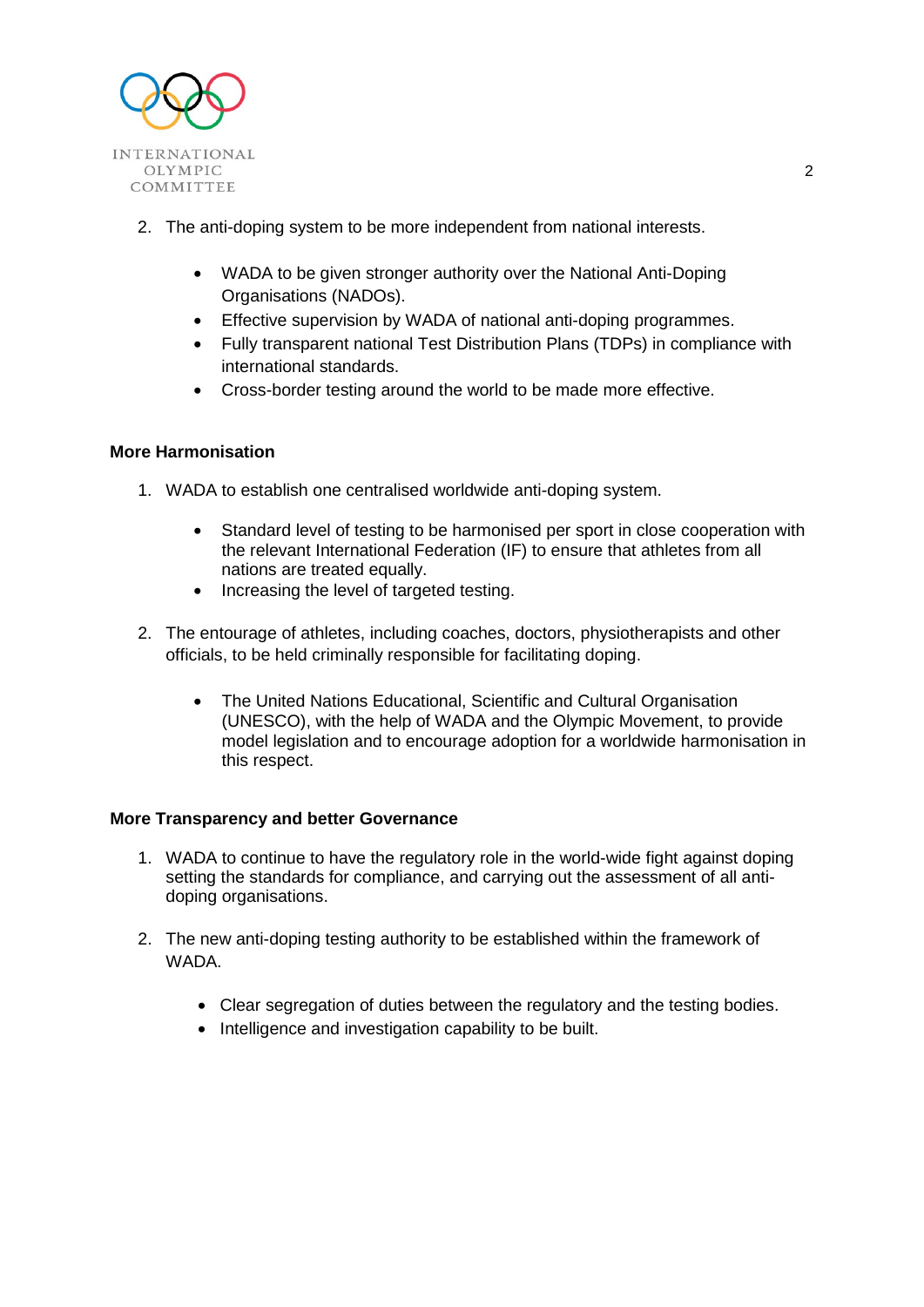2. The anti-doping system to be more independent from national interests.

    - WADA to be given stronger authority over the National Anti-Doping Organisations (NADOs).
    - Effective supervision by WADA of national anti-doping programmes.
    - Fully transparent national Test Distribution Plans (TDPs) in compliance with international standards.
    - Cross-border testing around the world to be made more effective.

**More Harmonisation**

1. WADA to establish one centralised worldwide anti-doping system.

    - Standard level of testing to be harmonised per sport in close cooperation with the relevant International Federation (IF) to ensure that athletes from all nations are treated equally.
    - Increasing the level of targeted testing.

2. The entourage of athletes, including coaches, doctors, physiotherapists and other officials, to be held criminally responsible for facilitating doping.

    - The United Nations Educational, Scientific and Cultural Organisation (UNESCO), with the help of WADA and the Olympic Movement, to provide model legislation and to encourage adoption for a worldwide harmonisation in this respect.

**More Transparency and better Governance**

1. WADA to continue to have the regulatory role in the world-wide fight against doping setting the standards for compliance, and carrying out the assessment of all anti-doping organisations.

2. The new anti-doping testing authority to be established within the framework of WADA.

    - Clear segregation of duties between the regulatory and the testing bodies.
    - Intelligence and investigation capability to be built.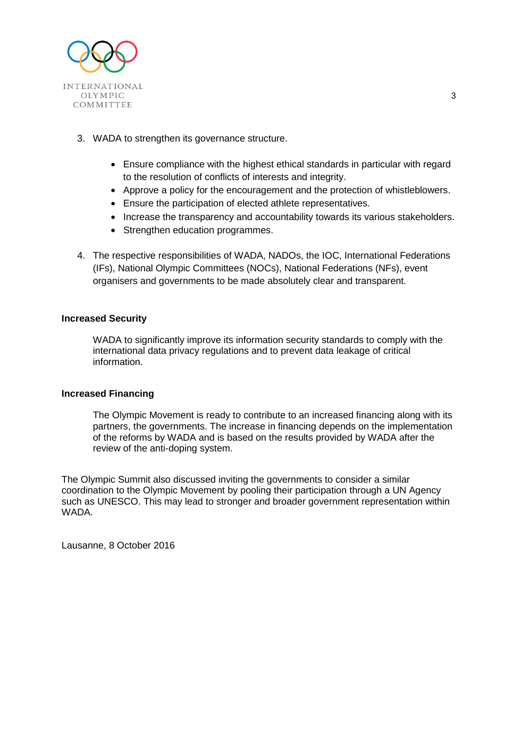3. WADA to strengthen its governance structure.

    - Ensure compliance with the highest ethical standards in particular with regard to the resolution of conflicts of interests and integrity.
    - Approve a policy for the encouragement and the protection of whistleblowers.
    - Ensure the participation of elected athlete representatives.
    - Increase the transparency and accountability towards its various stakeholders.
    - Strengthen education programmes.

4. The respective responsibilities of WADA, NADOs, the IOC, International Federations (IFs), National Olympic Committees (NOCs), National Federations (NFs), event organisers and governments to be made absolutely clear and transparent.

**Increased Security**

WADA to significantly improve its information security standards to comply with the international data privacy regulations and to prevent data leakage of critical information.

**Increased Financing**

The Olympic Movement is ready to contribute to an increased financing along with its partners, the governments. The increase in financing depends on the implementation of the reforms by WADA and is based on the results provided by WADA after the review of the anti-doping system.

The Olympic Summit also discussed inviting the governments to consider a similar coordination to the Olympic Movement by pooling their participation through a UN Agency such as UNESCO. This may lead to stronger and broader government representation within WADA.

Lausanne, 8 October 2016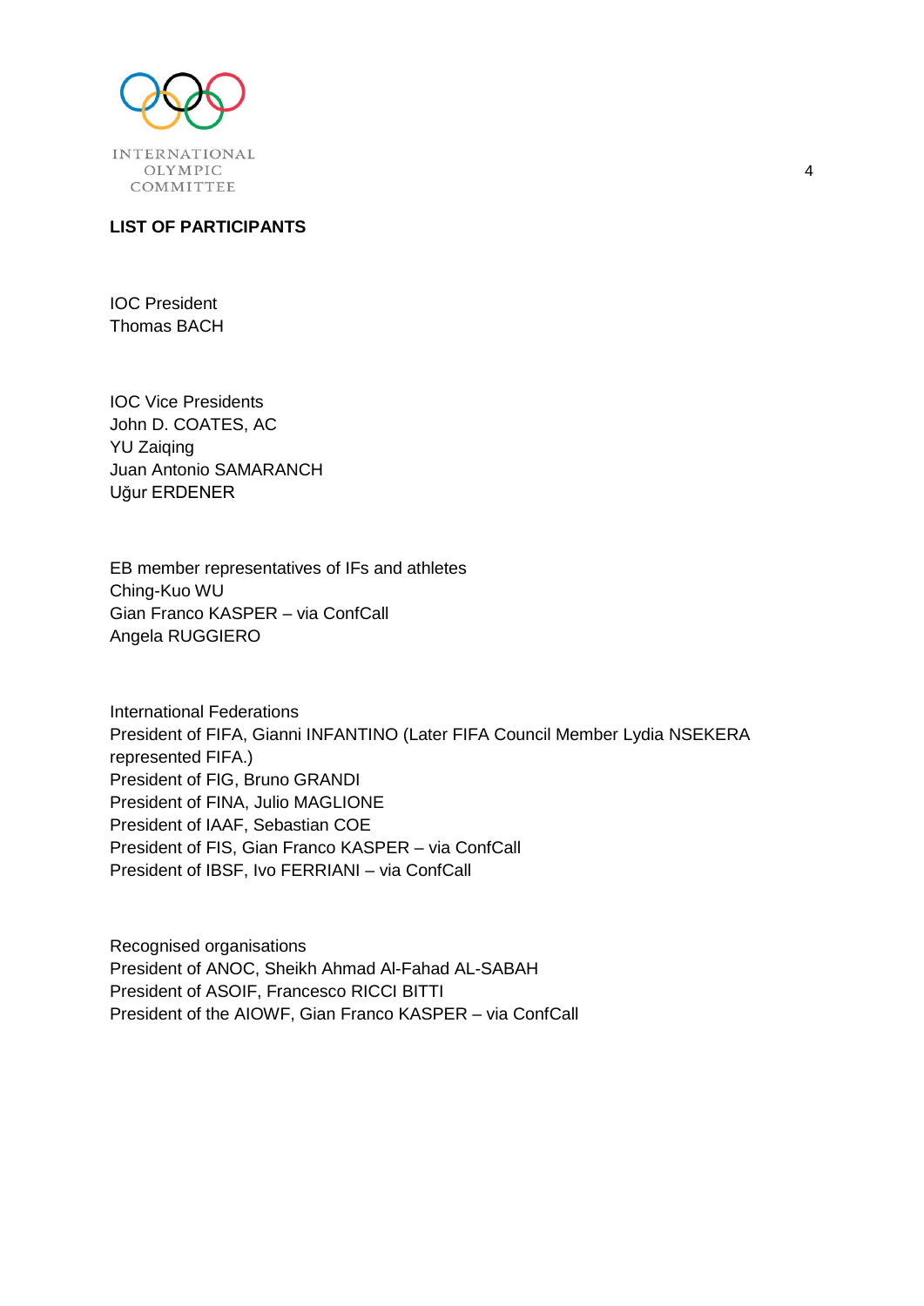**LIST OF PARTICIPANTS**

IOC President
Thomas BACH

IOC Vice Presidents
John D. COATES, AC
YU Zaiqing
Juan Antonio SAMARANCH
Uğur ERDENER

EB member representatives of IFs and athletes
Ching-Kuo WU
Gian Franco KASPER – via ConfCall
Angela RUGGIERO

International Federations
President of FIFA, Gianni INFANTINO (Later FIFA Council Member Lydia NSEKERA represented FIFA.)
President of FIG, Bruno GRANDI
President of FINA, Julio MAGLIONE
President of IAAF, Sebastian COE
President of FIS, Gian Franco KASPER – via ConfCall
President of IBSF, Ivo FERRIANI – via ConfCall

Recognised organisations
President of ANOC, Sheikh Ahmad Al-Fahad AL-SABAH
President of ASOIF, Francesco RICCI BITTI
President of the AIOWF, Gian Franco KASPER – via ConfCall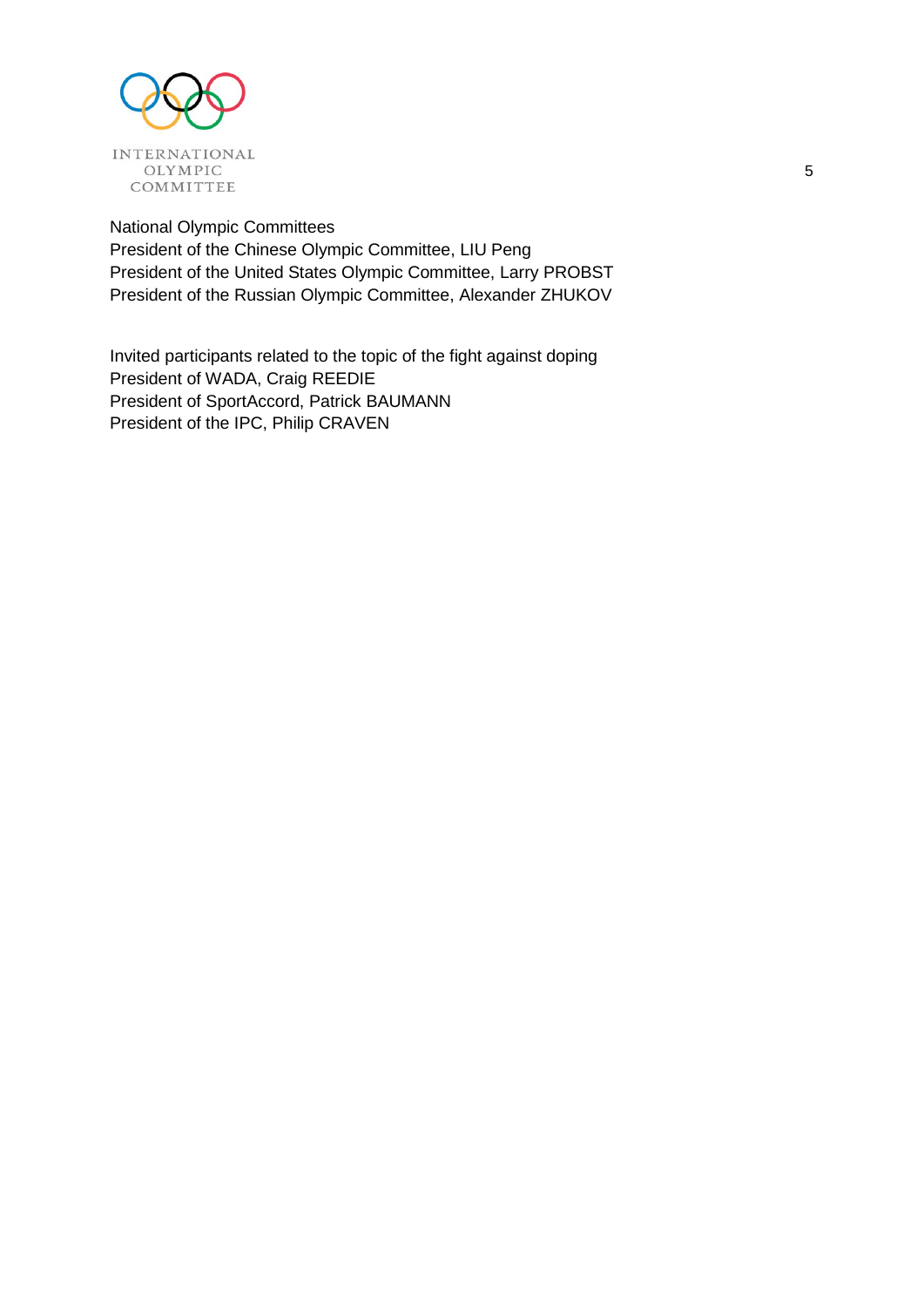National Olympic Committees
President of the Chinese Olympic Committee, LIU Peng
President of the United States Olympic Committee, Larry PROBST
President of the Russian Olympic Committee, Alexander ZHUKOV

Invited participants related to the topic of the fight against doping
President of WADA, Craig REEDIE
President of SportAccord, Patrick BAUMANN
President of the IPC, Philip CRAVEN